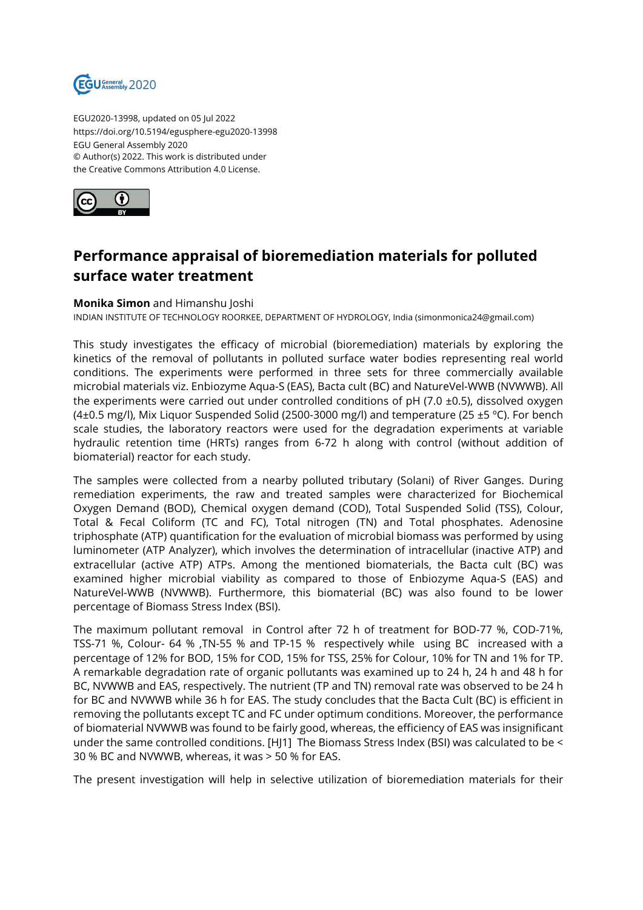EGU2020-13998, updated on 05 Jul 2022
https://doi.org/10.5194/egusphere-egu2020-13998
EGU General Assembly 2020
© Author(s) 2022. This work is distributed under
the Creative Commons Attribution 4.0 License.

# Performance appraisal of bioremediation materials for polluted surface water treatment

**Monika Simon** and Himanshu Joshi

INDIAN INSTITUTE OF TECHNOLOGY ROORKEE, DEPARTMENT OF HYDROLOGY, India (simonmonica24@gmail.com)

This study investigates the efficacy of microbial (bioremediation) materials by exploring the kinetics of the removal of pollutants in polluted surface water bodies representing real world conditions. The experiments were performed in three sets for three commercially available microbial materials viz. Enbiozyme Aqua-S (EAS), Bacta cult (BC) and NatureVel-WWB (NVWWB). All the experiments were carried out under controlled conditions of pH (7.0 ±0.5), dissolved oxygen (4±0.5 mg/l), Mix Liquor Suspended Solid (2500-3000 mg/l) and temperature (25 ±5 ºC). For bench scale studies, the laboratory reactors were used for the degradation experiments at variable hydraulic retention time (HRTs) ranges from 6-72 h along with control (without addition of biomaterial) reactor for each study.

The samples were collected from a nearby polluted tributary (Solani) of River Ganges. During remediation experiments, the raw and treated samples were characterized for Biochemical Oxygen Demand (BOD), Chemical oxygen demand (COD), Total Suspended Solid (TSS), Colour, Total & Fecal Coliform (TC and FC), Total nitrogen (TN) and Total phosphates. Adenosine triphosphate (ATP) quantification for the evaluation of microbial biomass was performed by using luminometer (ATP Analyzer), which involves the determination of intracellular (inactive ATP) and extracellular (active ATP) ATPs. Among the mentioned biomaterials, the Bacta cult (BC) was examined higher microbial viability as compared to those of Enbiozyme Aqua-S (EAS) and NatureVel-WWB (NVWWB). Furthermore, this biomaterial (BC) was also found to be lower percentage of Biomass Stress Index (BSI).

The maximum pollutant removal in Control after 72 h of treatment for BOD-77 %, COD-71%, TSS-71 %, Colour- 64 % ,TN-55 % and TP-15 % respectively while using BC increased with a percentage of 12% for BOD, 15% for COD, 15% for TSS, 25% for Colour, 10% for TN and 1% for TP. A remarkable degradation rate of organic pollutants was examined up to 24 h, 24 h and 48 h for BC, NVWWB and EAS, respectively. The nutrient (TP and TN) removal rate was observed to be 24 h for BC and NVWWB while 36 h for EAS. The study concludes that the Bacta Cult (BC) is efficient in removing the pollutants except TC and FC under optimum conditions. Moreover, the performance of biomaterial NVWWB was found to be fairly good, whereas, the efficiency of EAS was insignificant under the same controlled conditions. [HJ1] The Biomass Stress Index (BSI) was calculated to be < 30 % BC and NVWWB, whereas, it was > 50 % for EAS.

The present investigation will help in selective utilization of bioremediation materials for their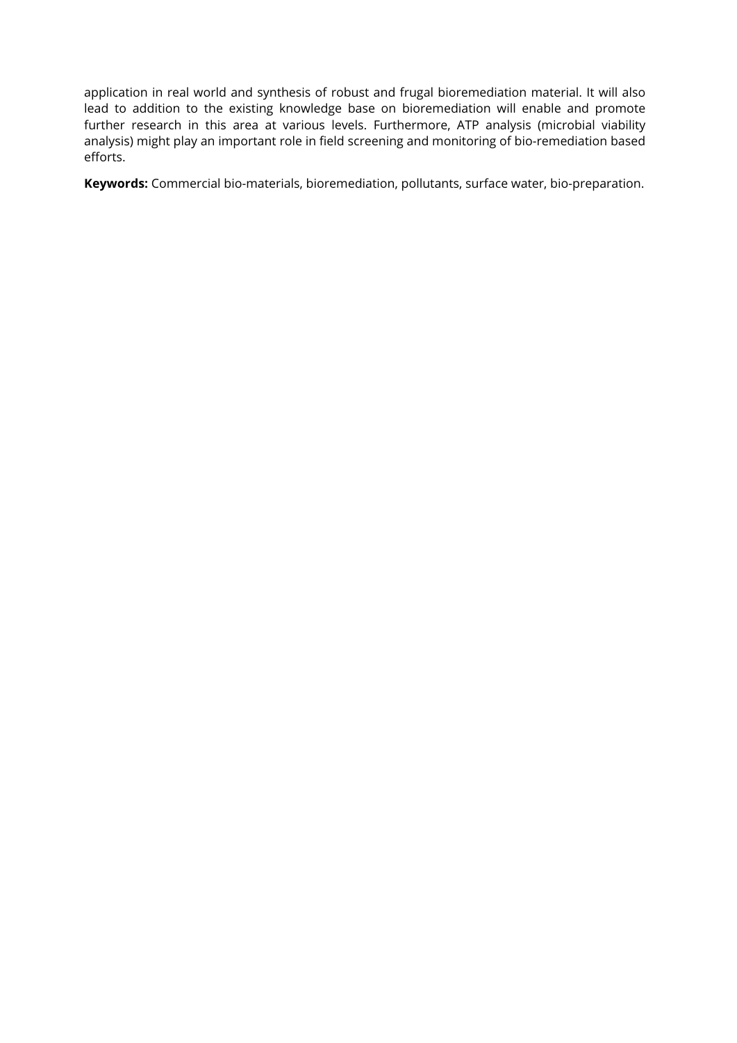application in real world and synthesis of robust and frugal bioremediation material. It will also lead to addition to the existing knowledge base on bioremediation will enable and promote further research in this area at various levels. Furthermore, ATP analysis (microbial viability analysis) might play an important role in field screening and monitoring of bio-remediation based efforts.

**Keywords:** Commercial bio-materials, bioremediation, pollutants, surface water, bio-preparation.